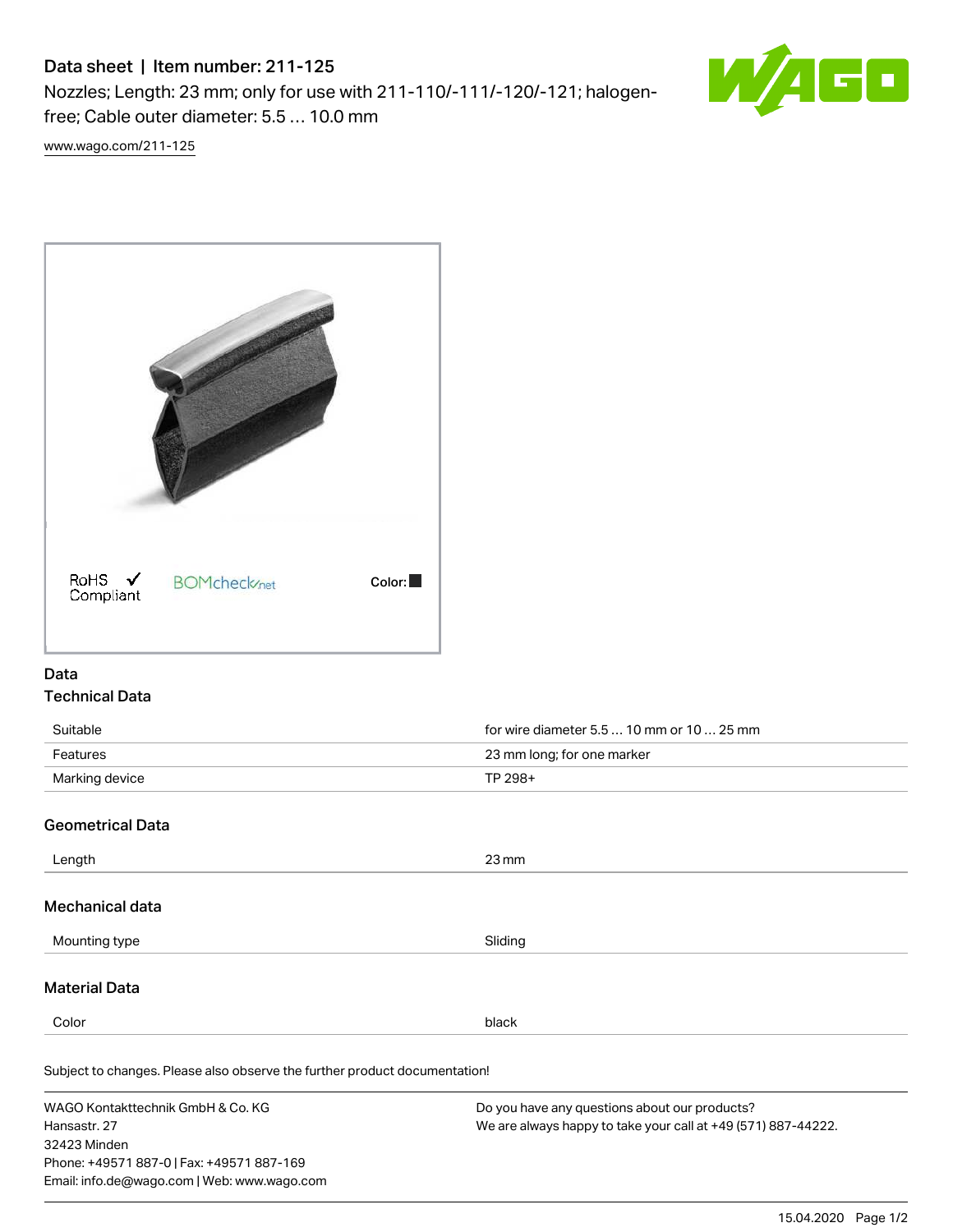# Data sheet | Item number: 211-125

Nozzles; Length: 23 mm; only for use with 211-110/-111/-120/-121; halogen-free; Cable outer diameter: 5.5 … 10.0 mm

www.wago.com/211-125

RoHS ✓ Compliant

BOMcheck.net

Color: ■

## Data

### Technical Data

| | |
|---|---|
| Suitable | for wire diameter 5.5 … 10 mm or 10 … 25 mm |
| Features | 23 mm long; for one marker |
| Marking device | TP 298+ |

### Geometrical Data

| | |
|---|---|
| Length | 23 mm |

### Mechanical data

| | |
|---|---|
| Mounting type | Sliding |

### Material Data

| | |
|---|---|
| Color | black |

Subject to changes. Please also observe the further product documentation!

WAGO Kontakttechnik GmbH & Co. KG
Hansastr. 27
32423 Minden
Phone: +49571 887-0 | Fax: +49571 887-169
Email: info.de@wago.com | Web: www.wago.com

Do you have any questions about our products?
We are always happy to take your call at +49 (571) 887-44222.

15.04.2020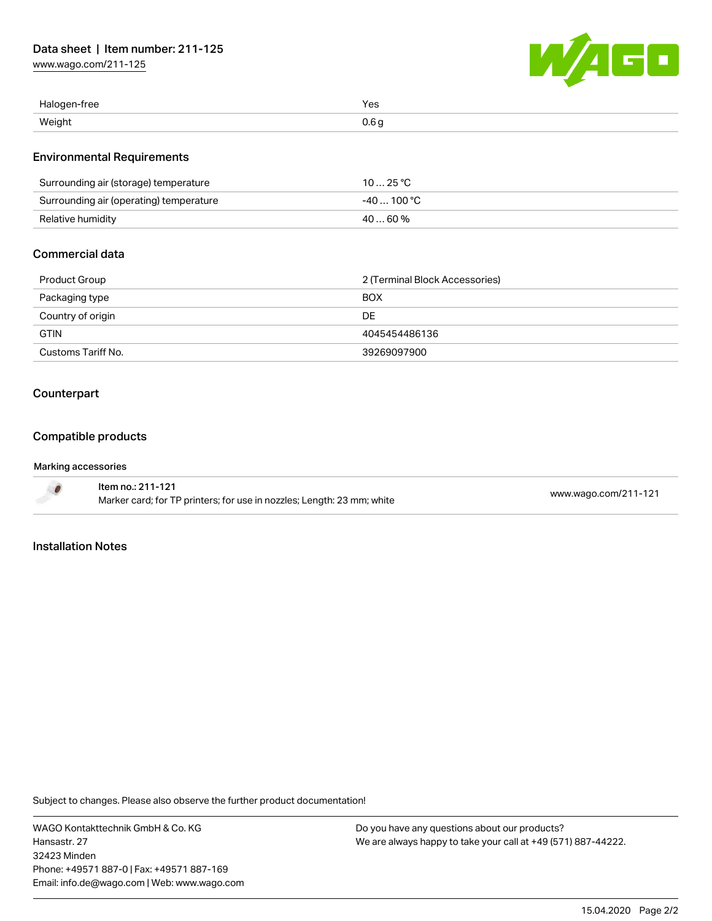| | |
|---|---|
| Halogen-free | Yes |
| Weight | 0.6 g |

## Environmental Requirements

| | |
|---|---|
| Surrounding air (storage) temperature | 10 … 25 °C |
| Surrounding air (operating) temperature | -40 … 100 °C |
| Relative humidity | 40 … 60 % |

## Commercial data

| | |
|---|---|
| Product Group | 2 (Terminal Block Accessories) |
| Packaging type | BOX |
| Country of origin | DE |
| GTIN | 4045454486136 |
| Customs Tariff No. | 39269097900 |

## Counterpart

## Compatible products

### Marking accessories

| | |
|---|---|
| **Item no.: 211-121**<br>Marker card; for TP printers; for use in nozzles; Length: 23 mm; white | www.wago.com/211-121 |

## Installation Notes

Subject to changes. Please also observe the further product documentation!

WAGO Kontakttechnik GmbH & Co. KG
Hansastr. 27
32423 Minden
Phone: +49571 887-0 | Fax: +49571 887-169
Email: info.de@wago.com | Web: www.wago.com

Do you have any questions about our products?
We are always happy to take your call at +49 (571) 887-44222.

15.04.2020